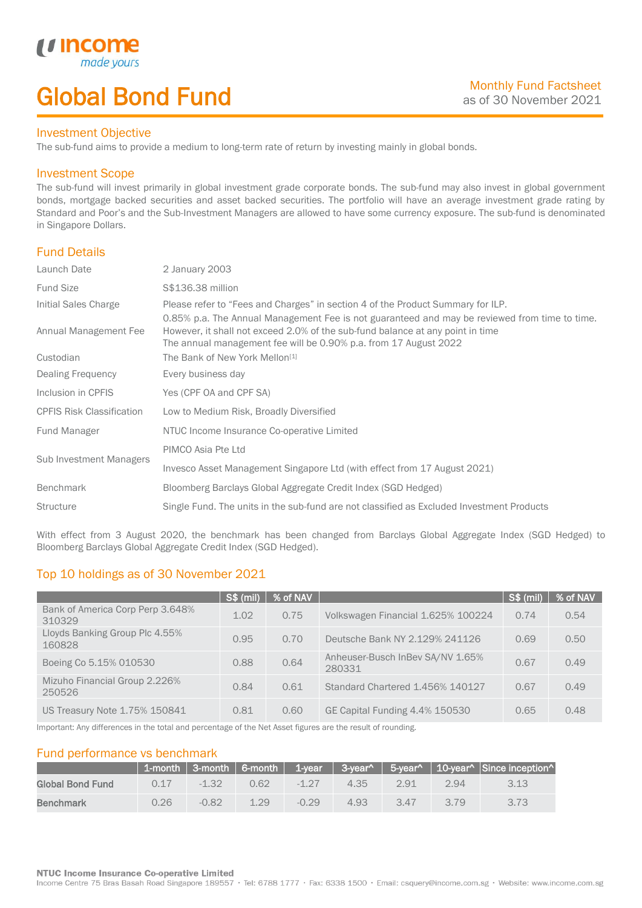# Global Bond Fund

Monthly Fund Factsheet
as of 30 November 2021

## Investment Objective

The sub-fund aims to provide a medium to long-term rate of return by investing mainly in global bonds.

## Investment Scope

The sub-fund will invest primarily in global investment grade corporate bonds. The sub-fund may also invest in global government bonds, mortgage backed securities and asset backed securities. The portfolio will have an average investment grade rating by Standard and Poor's and the Sub-Investment Managers are allowed to have some currency exposure. The sub-fund is denominated in Singapore Dollars.

## Fund Details

| | |
|---|---|
| Launch Date | 2 January 2003 |
| Fund Size | S$136.38 million |
| Initial Sales Charge | Please refer to "Fees and Charges" in section 4 of the Product Summary for ILP. |
| Annual Management Fee | 0.85% p.a. The Annual Management Fee is not guaranteed and may be reviewed from time to time. However, it shall not exceed 2.0% of the sub-fund balance at any point in time. The annual management fee will be 0.90% p.a. from 17 August 2022 |
| Custodian | The Bank of New York Mellon[1] |
| Dealing Frequency | Every business day |
| Inclusion in CPFIS | Yes (CPF OA and CPF SA) |
| CPFIS Risk Classification | Low to Medium Risk, Broadly Diversified |
| Fund Manager | NTUC Income Insurance Co-operative Limited |
| Sub Investment Managers | PIMCO Asia Pte Ltd<br>Invesco Asset Management Singapore Ltd (with effect from 17 August 2021) |
| Benchmark | Bloomberg Barclays Global Aggregate Credit Index (SGD Hedged) |
| Structure | Single Fund. The units in the sub-fund are not classified as Excluded Investment Products |

With effect from 3 August 2020, the benchmark has been changed from Barclays Global Aggregate Index (SGD Hedged) to Bloomberg Barclays Global Aggregate Credit Index (SGD Hedged).

## Top 10 holdings as of 30 November 2021

| | S$ (mil) | % of NAV | | S$ (mil) | % of NAV |
|---|---|---|---|---|---|
| Bank of America Corp Perp 3.648% 310329 | 1.02 | 0.75 | Volkswagen Financial 1.625% 100224 | 0.74 | 0.54 |
| Lloyds Banking Group Plc 4.55% 160828 | 0.95 | 0.70 | Deutsche Bank NY 2.129% 241126 | 0.69 | 0.50 |
| Boeing Co 5.15% 010530 | 0.88 | 0.64 | Anheuser-Busch InBev SA/NV 1.65% 280331 | 0.67 | 0.49 |
| Mizuho Financial Group 2.226% 250526 | 0.84 | 0.61 | Standard Chartered 1.456% 140127 | 0.67 | 0.49 |
| US Treasury Note 1.75% 150841 | 0.81 | 0.60 | GE Capital Funding 4.4% 150530 | 0.65 | 0.48 |

Important: Any differences in the total and percentage of the Net Asset figures are the result of rounding.

## Fund performance vs benchmark

| | 1-month | 3-month | 6-month | 1-year | 3-year^ | 5-year^ | 10-year^ | Since inception^ |
|---|---|---|---|---|---|---|---|---|
| **Global Bond Fund** | 0.17 | -1.32 | 0.62 | -1.27 | 4.35 | 2.91 | 2.94 | 3.13 |
| **Benchmark** | 0.26 | -0.82 | 1.29 | -0.29 | 4.93 | 3.47 | 3.79 | 3.73 |

**NTUC Income Insurance Co-operative Limited**
Income Centre 75 Bras Basah Road Singapore 189557 • Tel: 6788 1777 • Fax: 6338 1500 • Email: csquery@income.com.sg • Website: www.income.com.sg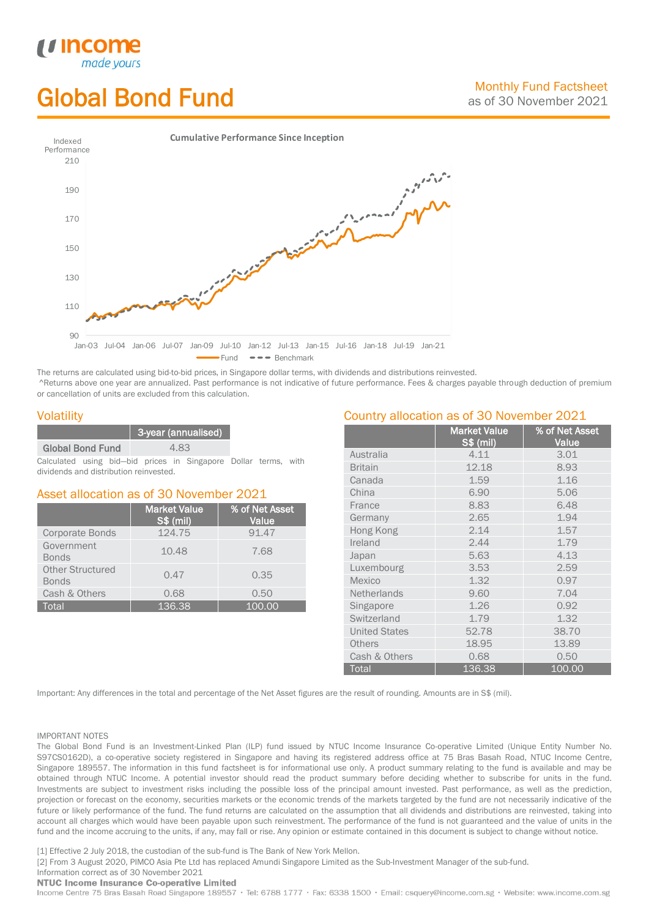# Global Bond Fund

Monthly Fund Factsheet
as of 30 November 2021

Cumulative Performance Since Inception

Indexed Performance

210

190

170

150

130

110

90

Jan-03 Jul-04 Jan-06 Jul-07 Jan-09 Jul-10 Jan-12 Jul-13 Jan-15 Jul-16 Jan-18 Jul-19 Jan-21

Fund — Benchmark

The returns are calculated using bid-to-bid prices, in Singapore dollar terms, with dividends and distributions reinvested.
^Returns above one year are annualized. Past performance is not indicative of future performance. Fees & charges payable through deduction of premium or cancellation of units are excluded from this calculation.

## Volatility

| | 3-year (annualised) |
|---|---|
| Global Bond Fund | 4.83 |

Calculated using bid—bid prices in Singapore Dollar terms, with dividends and distribution reinvested.

## Asset allocation as of 30 November 2021

| | Market Value S$ (mil) | % of Net Asset Value |
|---|---|---|
| Corporate Bonds | 124.75 | 91.47 |
| Government Bonds | 10.48 | 7.68 |
| Other Structured Bonds | 0.47 | 0.35 |
| Cash & Others | 0.68 | 0.50 |
| Total | 136.38 | 100.00 |

## Country allocation as of 30 November 2021

| | Market Value S$ (mil) | % of Net Asset Value |
|---|---|---|
| Australia | 4.11 | 3.01 |
| Britain | 12.18 | 8.93 |
| Canada | 1.59 | 1.16 |
| China | 6.90 | 5.06 |
| France | 8.83 | 6.48 |
| Germany | 2.65 | 1.94 |
| Hong Kong | 2.14 | 1.57 |
| Ireland | 2.44 | 1.79 |
| Japan | 5.63 | 4.13 |
| Luxembourg | 3.53 | 2.59 |
| Mexico | 1.32 | 0.97 |
| Netherlands | 9.60 | 7.04 |
| Singapore | 1.26 | 0.92 |
| Switzerland | 1.79 | 1.32 |
| United States | 52.78 | 38.70 |
| Others | 18.95 | 13.89 |
| Cash & Others | 0.68 | 0.50 |
| Total | 136.38 | 100.00 |

Important: Any differences in the total and percentage of the Net Asset figures are the result of rounding. Amounts are in S$ (mil).

IMPORTANT NOTES

The Global Bond Fund is an Investment-Linked Plan (ILP) fund issued by NTUC Income Insurance Co-operative Limited (Unique Entity Number No. S97CS0162D), a co-operative society registered in Singapore and having its registered address office at 75 Bras Basah Road, NTUC Income Centre, Singapore 189557. The information in this fund factsheet is for informational use only. A product summary relating to the fund is available and may be obtained through NTUC Income. A potential investor should read the product summary before deciding whether to subscribe for units in the fund. Investments are subject to investment risks including the possible loss of the principal amount invested. Past performance, as well as the prediction, projection or forecast on the economy, securities markets or the economic trends of the markets targeted by the fund are not necessarily indicative of the future or likely performance of the fund. The fund returns are calculated on the assumption that all dividends and distributions are reinvested, taking into account all charges which would have been payable upon such reinvestment. The performance of the fund is not guaranteed and the value of units in the fund and the income accruing to the units, if any, may fall or rise. Any opinion or estimate contained in this document is subject to change without notice.

[1] Effective 2 July 2018, the custodian of the sub-fund is The Bank of New York Mellon.
[2] From 3 August 2020, PIMCO Asia Pte Ltd has replaced Amundi Singapore Limited as the Sub-Investment Manager of the sub-fund.
Information correct as of 30 November 2021

**NTUC Income Insurance Co-operative Limited**
Income Centre 75 Bras Basah Road Singapore 189557 · Tel: 6788 1777 · Fax: 6338 1500 · Email: csquery@income.com.sg · Website: www.income.com.sg